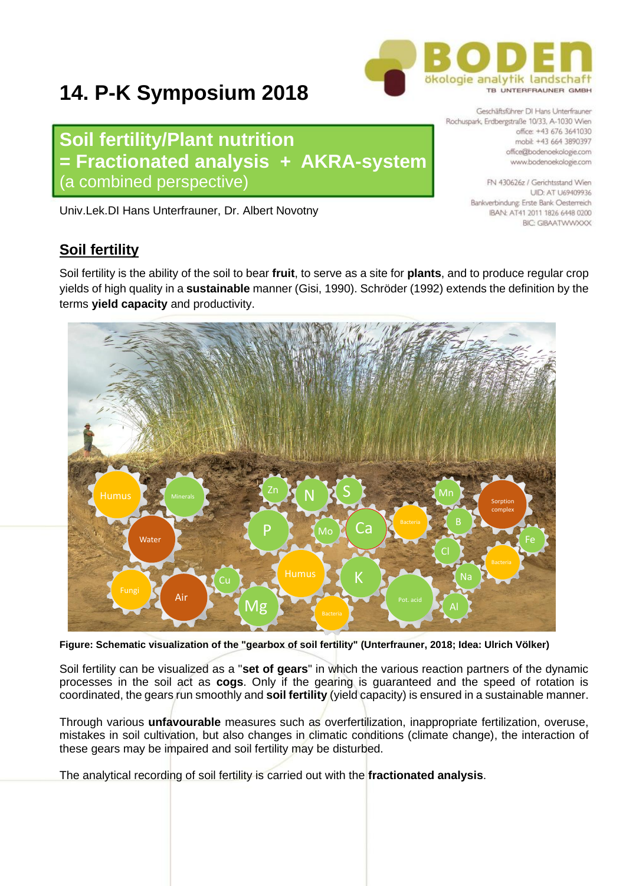# 14. P-K Symposium 2018

BODEN
ökologie analytik landschaft
TB UNTERFRAUNER GMBH

Geschäftsführer DI Hans Unterfrauner
Rochuspark, Erdbergstraße 10/33, A-1030 Wien
office: +43 676 3641030
mobil: +43 664 3890397
office@bodenoekologie.com
www.bodenoekologie.com

FN 430626z / Gerichtsstand Wien
UID: AT U69409936
Bankverbindung: Erste Bank Oesterreich
IBAN: AT41 2011 1826 6448 0200
BIC: GIBAATWWXXX

## Soil fertility/Plant nutrition = Fractionated analysis + AKRA-system (a combined perspective)

Univ.Lek.DI Hans Unterfrauner, Dr. Albert Novotny

## Soil fertility

Soil fertility is the ability of the soil to bear **fruit**, to serve as a site for **plants**, and to produce regular crop yields of high quality in a **sustainable** manner (Gisi, 1990). Schröder (1992) extends the definition by the terms **yield capacity** and productivity.

**Figure: Schematic visualization of the "gearbox of soil fertility" (Unterfrauner, 2018; Idea: Ulrich Völker)**

Soil fertility can be visualized as a "**set of gears**" in which the various reaction partners of the dynamic processes in the soil act as **cogs**. Only if the gearing is guaranteed and the speed of rotation is coordinated, the gears run smoothly and **soil fertility** (yield capacity) is ensured in a sustainable manner.

Through various **unfavourable** measures such as overfertilization, inappropriate fertilization, overuse, mistakes in soil cultivation, but also changes in climatic conditions (climate change), the interaction of these gears may be impaired and soil fertility may be disturbed.

The analytical recording of soil fertility is carried out with the **fractionated analysis**.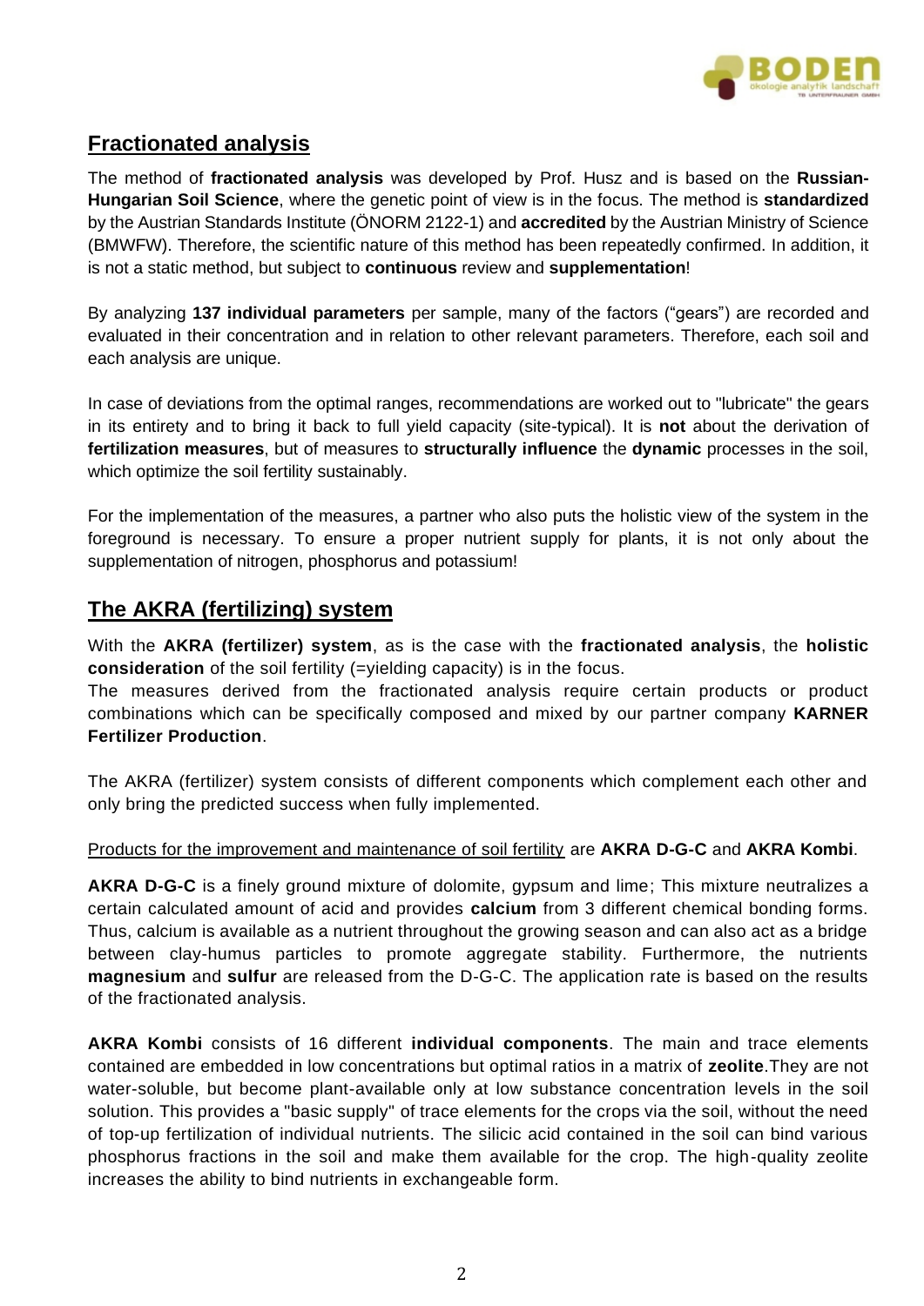## Fractionated analysis

The method of **fractionated analysis** was developed by Prof. Husz and is based on the **Russian-Hungarian Soil Science**, where the genetic point of view is in the focus. The method is **standardized** by the Austrian Standards Institute (ÖNORM 2122-1) and **accredited** by the Austrian Ministry of Science (BMWFW). Therefore, the scientific nature of this method has been repeatedly confirmed. In addition, it is not a static method, but subject to **continuous** review and **supplementation**!

By analyzing **137 individual parameters** per sample, many of the factors ("gears") are recorded and evaluated in their concentration and in relation to other relevant parameters. Therefore, each soil and each analysis are unique.

In case of deviations from the optimal ranges, recommendations are worked out to "lubricate" the gears in its entirety and to bring it back to full yield capacity (site-typical). It is **not** about the derivation of **fertilization measures**, but of measures to **structurally influence** the **dynamic** processes in the soil, which optimize the soil fertility sustainably.

For the implementation of the measures, a partner who also puts the holistic view of the system in the foreground is necessary. To ensure a proper nutrient supply for plants, it is not only about the supplementation of nitrogen, phosphorus and potassium!

## The AKRA (fertilizing) system

With the **AKRA (fertilizer) system**, as is the case with the **fractionated analysis**, the **holistic consideration** of the soil fertility (=yielding capacity) is in the focus.
The measures derived from the fractionated analysis require certain products or product combinations which can be specifically composed and mixed by our partner company **KARNER Fertilizer Production**.

The AKRA (fertilizer) system consists of different components which complement each other and only bring the predicted success when fully implemented.

Products for the improvement and maintenance of soil fertility are **AKRA D-G-C** and **AKRA Kombi**.

**AKRA D-G-C** is a finely ground mixture of dolomite, gypsum and lime; This mixture neutralizes a certain calculated amount of acid and provides **calcium** from 3 different chemical bonding forms. Thus, calcium is available as a nutrient throughout the growing season and can also act as a bridge between clay-humus particles to promote aggregate stability. Furthermore, the nutrients **magnesium** and **sulfur** are released from the D-G-C. The application rate is based on the results of the fractionated analysis.

**AKRA Kombi** consists of 16 different **individual components**. The main and trace elements contained are embedded in low concentrations but optimal ratios in a matrix of **zeolite**.They are not water-soluble, but become plant-available only at low substance concentration levels in the soil solution. This provides a "basic supply" of trace elements for the crops via the soil, without the need of top-up fertilization of individual nutrients. The silicic acid contained in the soil can bind various phosphorus fractions in the soil and make them available for the crop. The high-quality zeolite increases the ability to bind nutrients in exchangeable form.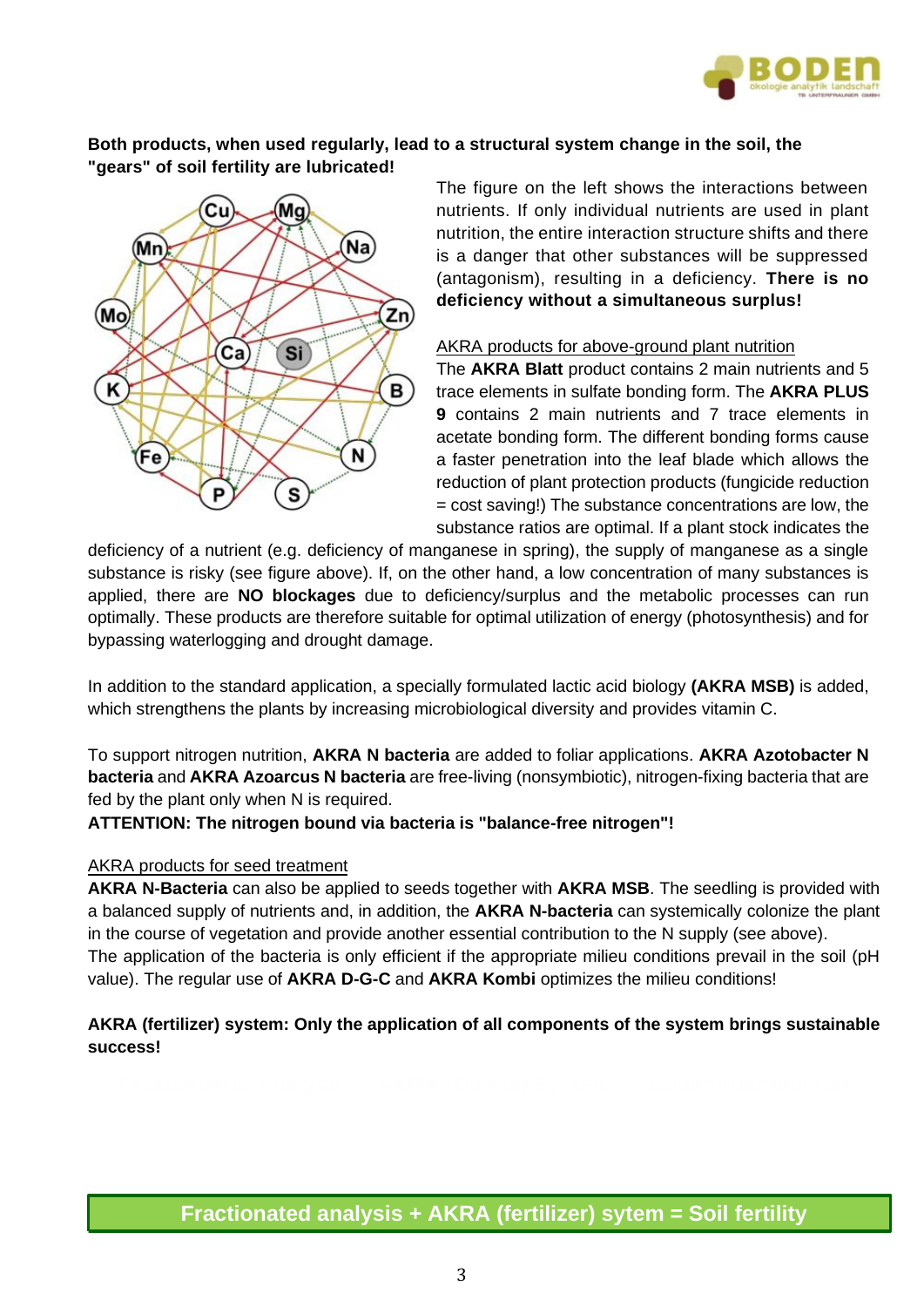**Both products, when used regularly, lead to a structural system change in the soil, the "gears" of soil fertility are lubricated!**

Cu
Mg
Mn
Na
Mo
Zn
Ca
Si
K
B
Fe
N
P
S

The figure on the left shows the interactions between nutrients. If only individual nutrients are used in plant nutrition, the entire interaction structure shifts and there is a danger that other substances will be suppressed (antagonism), resulting in a deficiency. **There is no deficiency without a simultaneous surplus!**

<u>AKRA products for above-ground plant nutrition</u>

The **AKRA Blatt** product contains 2 main nutrients and 5 trace elements in sulfate bonding form. The **AKRA PLUS 9** contains 2 main nutrients and 7 trace elements in acetate bonding form. The different bonding forms cause a faster penetration into the leaf blade which allows the reduction of plant protection products (fungicide reduction = cost saving!) The substance concentrations are low, the substance ratios are optimal. If a plant stock indicates the deficiency of a nutrient (e.g. deficiency of manganese in spring), the supply of manganese as a single substance is risky (see figure above). If, on the other hand, a low concentration of many substances is applied, there are **NO blockages** due to deficiency/surplus and the metabolic processes can run optimally. These products are therefore suitable for optimal utilization of energy (photosynthesis) and for bypassing waterlogging and drought damage.

In addition to the standard application, a specially formulated lactic acid biology **(AKRA MSB)** is added, which strengthens the plants by increasing microbiological diversity and provides vitamin C.

To support nitrogen nutrition, **AKRA N bacteria** are added to foliar applications. **AKRA Azotobacter N bacteria** and **AKRA Azoarcus N bacteria** are free-living (nonsymbiotic), nitrogen-fixing bacteria that are fed by the plant only when N is required.

**ATTENTION: The nitrogen bound via bacteria is "balance-free nitrogen"!**

<u>AKRA products for seed treatment</u>

**AKRA N-Bacteria** can also be applied to seeds together with **AKRA MSB**. The seedling is provided with a balanced supply of nutrients and, in addition, the **AKRA N-bacteria** can systemically colonize the plant in the course of vegetation and provide another essential contribution to the N supply (see above).

The application of the bacteria is only efficient if the appropriate milieu conditions prevail in the soil (pH value). The regular use of **AKRA D-G-C** and **AKRA Kombi** optimizes the milieu conditions!

**AKRA (fertilizer) system: Only the application of all components of the system brings sustainable success!**

**Fractionated analysis + AKRA (fertilizer) sytem = Soil fertility**